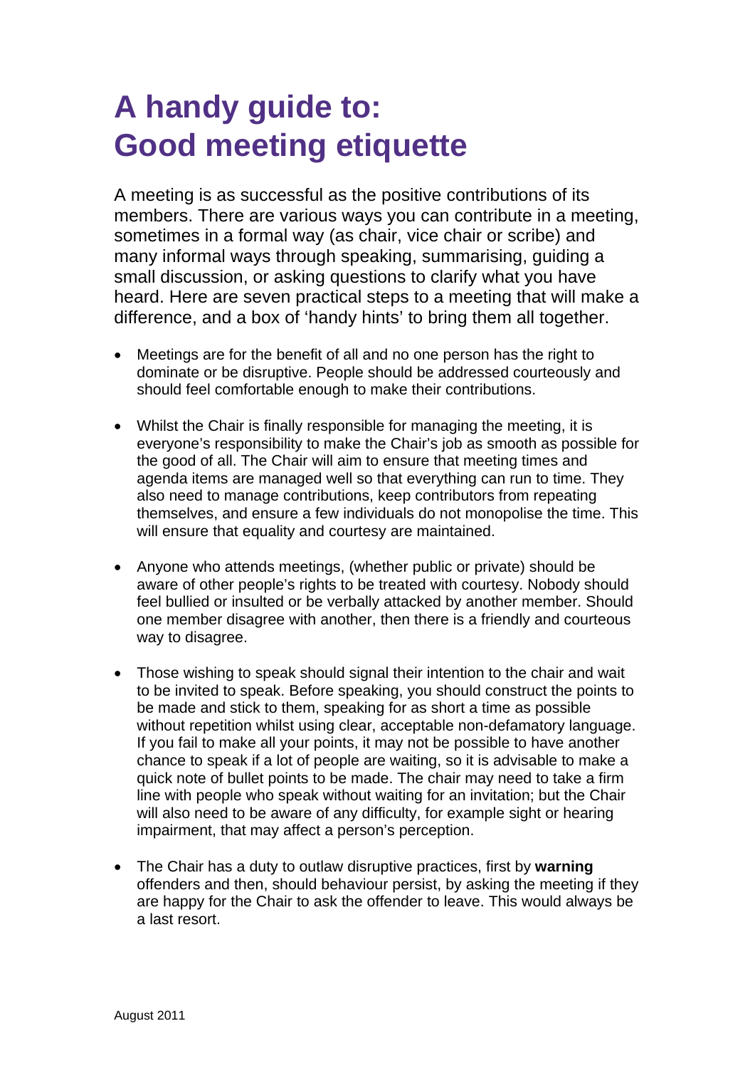# A handy guide to: Good meeting etiquette

A meeting is as successful as the positive contributions of its members. There are various ways you can contribute in a meeting, sometimes in a formal way (as chair, vice chair or scribe) and many informal ways through speaking, summarising, guiding a small discussion, or asking questions to clarify what you have heard. Here are seven practical steps to a meeting that will make a difference, and a box of 'handy hints' to bring them all together.

- Meetings are for the benefit of all and no one person has the right to dominate or be disruptive. People should be addressed courteously and should feel comfortable enough to make their contributions.
- Whilst the Chair is finally responsible for managing the meeting, it is everyone's responsibility to make the Chair's job as smooth as possible for the good of all. The Chair will aim to ensure that meeting times and agenda items are managed well so that everything can run to time. They also need to manage contributions, keep contributors from repeating themselves, and ensure a few individuals do not monopolise the time. This will ensure that equality and courtesy are maintained.
- Anyone who attends meetings, (whether public or private) should be aware of other people's rights to be treated with courtesy. Nobody should feel bullied or insulted or be verbally attacked by another member. Should one member disagree with another, then there is a friendly and courteous way to disagree.
- Those wishing to speak should signal their intention to the chair and wait to be invited to speak. Before speaking, you should construct the points to be made and stick to them, speaking for as short a time as possible without repetition whilst using clear, acceptable non-defamatory language. If you fail to make all your points, it may not be possible to have another chance to speak if a lot of people are waiting, so it is advisable to make a quick note of bullet points to be made. The chair may need to take a firm line with people who speak without waiting for an invitation; but the Chair will also need to be aware of any difficulty, for example sight or hearing impairment, that may affect a person's perception.
- The Chair has a duty to outlaw disruptive practices, first by **warning** offenders and then, should behaviour persist, by asking the meeting if they are happy for the Chair to ask the offender to leave. This would always be a last resort.

August 2011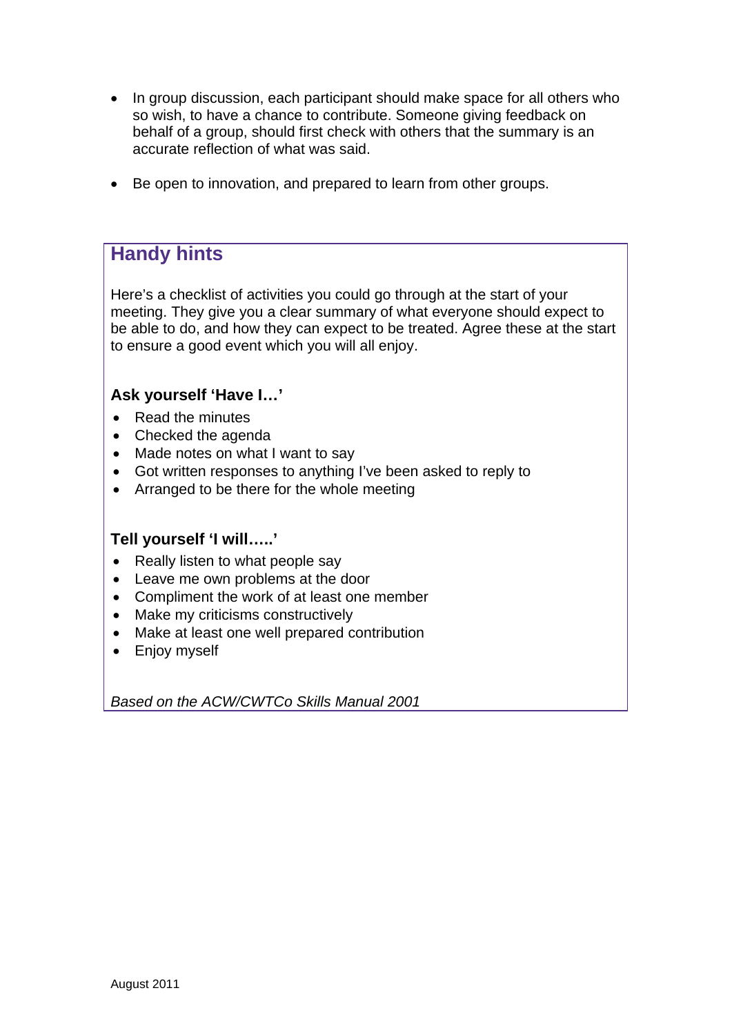- In group discussion, each participant should make space for all others who so wish, to have a chance to contribute. Someone giving feedback on behalf of a group, should first check with others that the summary is an accurate reflection of what was said.

- Be open to innovation, and prepared to learn from other groups.

## Handy hints

Here's a checklist of activities you could go through at the start of your meeting. They give you a clear summary of what everyone should expect to be able to do, and how they can expect to be treated. Agree these at the start to ensure a good event which you will all enjoy.

**Ask yourself 'Have I…'**

- Read the minutes
- Checked the agenda
- Made notes on what I want to say
- Got written responses to anything I've been asked to reply to
- Arranged to be there for the whole meeting

**Tell yourself 'I will…..'**

- Really listen to what people say
- Leave me own problems at the door
- Compliment the work of at least one member
- Make my criticisms constructively
- Make at least one well prepared contribution
- Enjoy myself

*Based on the ACW/CWTCo Skills Manual 2001*